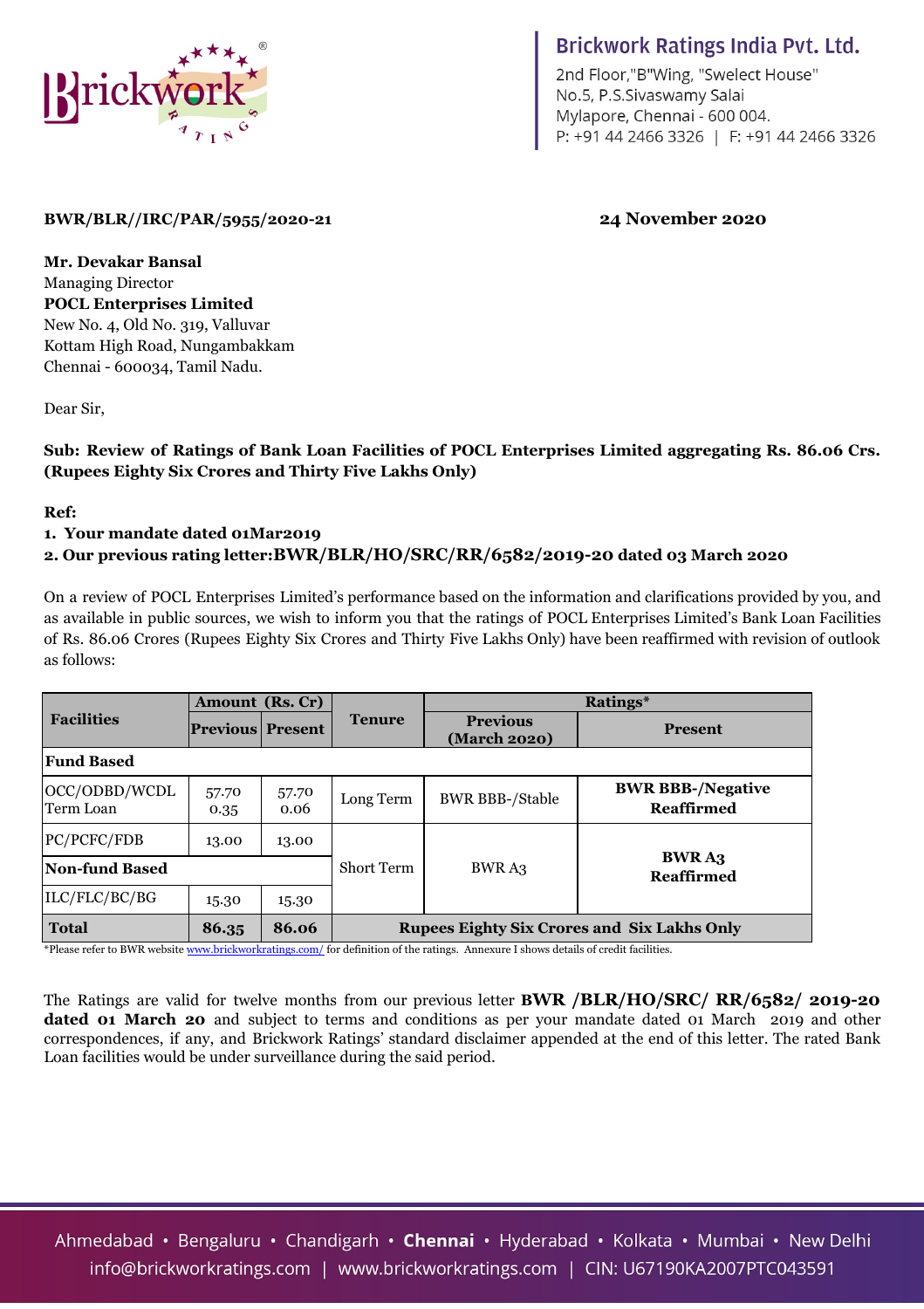**Brickwork Ratings India Pvt. Ltd.**
2nd Floor,"B"Wing, "Swelect House"
No.5, P.S.Sivaswamy Salai
Mylapore, Chennai - 600 004.
P: +91 44 2466 3326 | F: +91 44 2466 3326

**BWR/BLR//IRC/PAR/5955/2020-21** **24 November 2020**

**Mr. Devakar Bansal**
Managing Director
**POCL Enterprises Limited**
New No. 4, Old No. 319, Valluvar
Kottam High Road, Nungambakkam
Chennai - 600034, Tamil Nadu.

Dear Sir,

**Sub: Review of Ratings of Bank Loan Facilities of POCL Enterprises Limited aggregating Rs. 86.06 Crs. (Rupees Eighty Six Crores and Thirty Five Lakhs Only)**

**Ref:**

1. **Your mandate dated 01Mar2019**
2. **Our previous rating letter:BWR/BLR/HO/SRC/RR/6582/2019-20 dated 03 March 2020**

On a review of POCL Enterprises Limited's performance based on the information and clarifications provided by you, and as available in public sources, we wish to inform you that the ratings of POCL Enterprises Limited's Bank Loan Facilities of Rs. 86.06 Crores (Rupees Eighty Six Crores and Thirty Five Lakhs Only) have been reaffirmed with revision of outlook as follows:

| Facilities | Amount (Rs. Cr) | | Tenure | Ratings* | |
|---|---|---|---|---|---|
| | Previous | Present | | Previous (March 2020) | Present |
| **Fund Based** | | | | | |
| OCC/ODBD/WCDL<br>Term Loan | 57.70<br>0.35 | 57.70<br>0.06 | Long Term | BWR BBB-/Stable | **BWR BBB-/Negative Reaffirmed** |
| PC/PCFC/FDB | 13.00 | 13.00 | Short Term | BWR A3 | **BWR A3 Reaffirmed** |
| **Non-fund Based** | | | | | |
| ILC/FLC/BC/BG | 15.30 | 15.30 | | | |
| **Total** | **86.35** | **86.06** | **Rupees Eighty Six Crores and Six Lakhs Only** | | |

*Please refer to BWR website www.brickworkratings.com/ for definition of the ratings. Annexure I shows details of credit facilities.

The Ratings are valid for twelve months from our previous letter **BWR /BLR/HO/SRC/ RR/6582/ 2019-20 dated 01 March 20** and subject to terms and conditions as per your mandate dated 01 March 2019 and other correspondences, if any, and Brickwork Ratings' standard disclaimer appended at the end of this letter. The rated Bank Loan facilities would be under surveillance during the said period.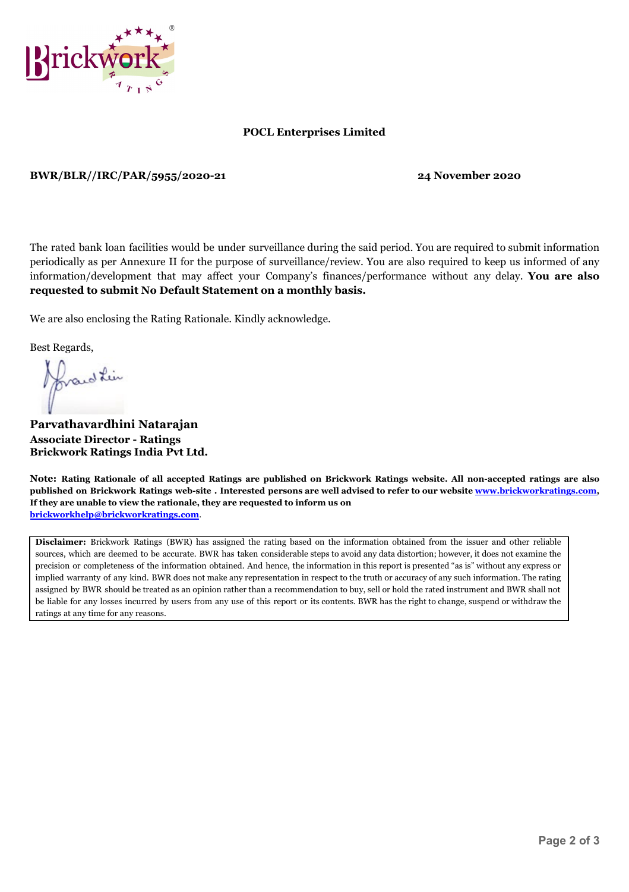**POCL Enterprises Limited**

**BWR/BLR//IRC/PAR/5955/2020-21** **24 November 2020**

The rated bank loan facilities would be under surveillance during the said period. You are required to submit information periodically as per Annexure II for the purpose of surveillance/review. You are also required to keep us informed of any information/development that may affect your Company's finances/performance without any delay. **You are also requested to submit No Default Statement on a monthly basis.**

We are also enclosing the Rating Rationale. Kindly acknowledge.

Best Regards,

**Parvathavardhini Natarajan**
**Associate Director - Ratings**
**Brickwork Ratings India Pvt Ltd.**

**Note: Rating Rationale of all accepted Ratings are published on Brickwork Ratings website. All non-accepted ratings are also published on Brickwork Ratings web-site . Interested persons are well advised to refer to our website [www.brickworkratings.com](http://www.brickworkratings.com), If they are unable to view the rationale, they are requested to inform us on [brickworkhelp@brickworkratings.com](mailto:brickworkhelp@brickworkratings.com).**

**Disclaimer:** Brickwork Ratings (BWR) has assigned the rating based on the information obtained from the issuer and other reliable sources, which are deemed to be accurate. BWR has taken considerable steps to avoid any data distortion; however, it does not examine the precision or completeness of the information obtained. And hence, the information in this report is presented "as is" without any express or implied warranty of any kind. BWR does not make any representation in respect to the truth or accuracy of any such information. The rating assigned by BWR should be treated as an opinion rather than a recommendation to buy, sell or hold the rated instrument and BWR shall not be liable for any losses incurred by users from any use of this report or its contents. BWR has the right to change, suspend or withdraw the ratings at any time for any reasons.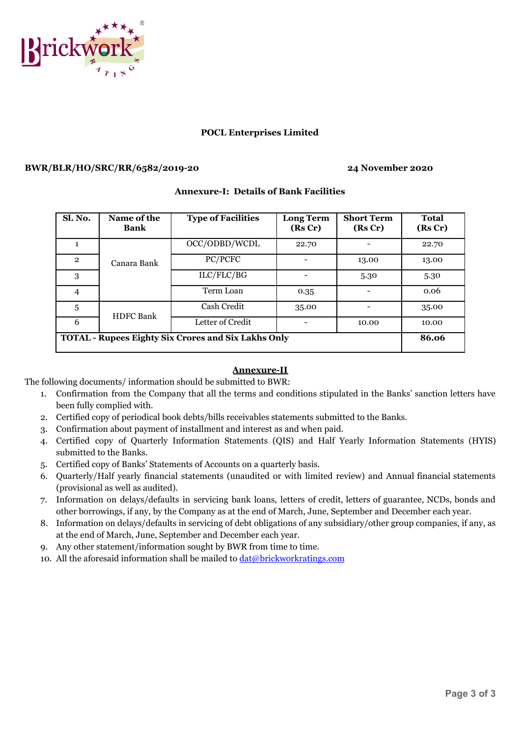**POCL Enterprises Limited**

**BWR/BLR/HO/SRC/RR/6582/2019-20** **24 November 2020**

**Annexure-I: Details of Bank Facilities**

| Sl. No. | Name of the Bank | Type of Facilities | Long Term (Rs Cr) | Short Term (Rs Cr) | Total (Rs Cr) |
|---|---|---|---|---|---|
| 1 | Canara Bank | OCC/ODBD/WCDL | 22.70 | - | 22.70 |
| 2 | | PC/PCFC | - | 13.00 | 13.00 |
| 3 | | ILC/FLC/BG | - | 5.30 | 5.30 |
| 4 | | Term Loan | 0.35 | - | 0.06 |
| 5 | HDFC Bank | Cash Credit | 35.00 | - | 35.00 |
| 6 | | Letter of Credit | - | 10.00 | 10.00 |
| **TOTAL - Rupees Eighty Six Crores and Six Lakhs Only** | | | | | **86.06** |

**Annexure-II**

The following documents/ information should be submitted to BWR:

1. Confirmation from the Company that all the terms and conditions stipulated in the Banks' sanction letters have been fully complied with.
2. Certified copy of periodical book debts/bills receivables statements submitted to the Banks.
3. Confirmation about payment of installment and interest as and when paid.
4. Certified copy of Quarterly Information Statements (QIS) and Half Yearly Information Statements (HYIS) submitted to the Banks.
5. Certified copy of Banks' Statements of Accounts on a quarterly basis.
6. Quarterly/Half yearly financial statements (unaudited or with limited review) and Annual financial statements (provisional as well as audited).
7. Information on delays/defaults in servicing bank loans, letters of credit, letters of guarantee, NCDs, bonds and other borrowings, if any, by the Company as at the end of March, June, September and December each year.
8. Information on delays/defaults in servicing of debt obligations of any subsidiary/other group companies, if any, as at the end of March, June, September and December each year.
9. Any other statement/information sought by BWR from time to time.
10. All the aforesaid information shall be mailed to dat@brickworkratings.com